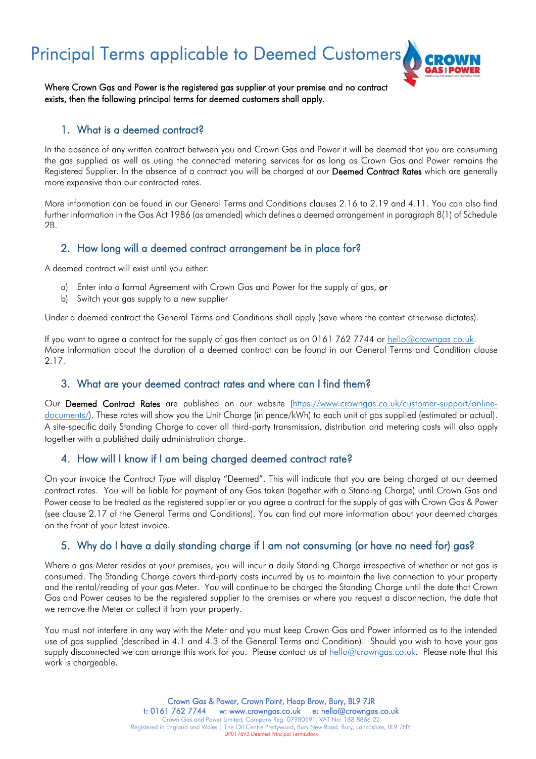# Principal Terms applicable to Deemed Customers

**Where Crown Gas and Power is the registered gas supplier at your premise and no contract exists, then the following principal terms for deemed customers shall apply.**

## 1. What is a deemed contract?

In the absence of any written contract between you and Crown Gas and Power it will be deemed that you are consuming the gas supplied as well as using the connected metering services for as long as Crown Gas and Power remains the Registered Supplier. In the absence of a contract you will be charged at our **Deemed Contract Rates** which are generally more expensive than our contracted rates.

More information can be found in our General Terms and Conditions clauses 2.16 to 2.19 and 4.11. You can also find further information in the Gas Act 1986 (as amended) which defines a deemed arrangement in paragraph 8(1) of Schedule 2B.

## 2. How long will a deemed contract arrangement be in place for?

A deemed contract will exist until you either:

a) Enter into a formal Agreement with Crown Gas and Power for the supply of gas, **or**
b) Switch your gas supply to a new supplier

Under a deemed contract the General Terms and Conditions shall apply (save where the context otherwise dictates).

If you want to agree a contract for the supply of gas then contact us on 0161 762 7744 or hello@crowngas.co.uk. More information about the duration of a deemed contract can be found in our General Terms and Condition clause 2.17.

## 3. What are your deemed contract rates and where can I find them?

Our **Deemed Contract Rates** are published on our website (https://www.crowngas.co.uk/customer-support/online-documents/). These rates will show you the Unit Charge (in pence/kWh) to each unit of gas supplied (estimated or actual). A site-specific daily Standing Charge to cover all third-party transmission, distribution and metering costs will also apply together with a published daily administration charge.

## 4. How will I know if I am being charged deemed contract rate?

On your invoice the *Contract Type* will display "Deemed". This will indicate that you are being charged at our deemed contract rates. You will be liable for payment of any Gas taken (together with a Standing Charge) until Crown Gas and Power cease to be treated as the registered supplier or you agree a contract for the supply of gas with Crown Gas & Power (see clause 2.17 of the General Terms and Conditions). You can find out more information about your deemed charges on the front of your latest invoice.

## 5. Why do I have a daily standing charge if I am not consuming (or have no need for) gas?

Where a gas Meter resides at your premises, you will incur a daily Standing Charge irrespective of whether or not gas is consumed. The Standing Charge covers third-party costs incurred by us to maintain the live connection to your property and the rental/reading of your gas Meter. You will continue to be charged the Standing Charge until the date that Crown Gas and Power ceases to be the registered supplier to the premises or where you request a disconnection, the date that we remove the Meter or collect it from your property.

You must not interfere in any way with the Meter and you must keep Crown Gas and Power informed as to the intended use of gas supplied (described in 4.1 and 4.3 of the General Terms and Condition). Should you wish to have your gas supply disconnected we can arrange this work for you. Please contact us at hello@crowngas.co.uk. Please note that this work is chargeable.

Crown Gas & Power, Crown Point, Heap Brow, Bury, BL9 7JR
t: 0161 762 7744 w: www.crowngas.co.uk e: hello@crowngas.co.uk
Crown Gas and Power Limited, Company Reg: 07980591, VAT No: 188 8866 22
Registered in England and Wales | The Oil Centre Prettywood, Bury New Road, Bury, Lancashire, BL9 7HY
DP0176V3 Deemed Principal Terms.docx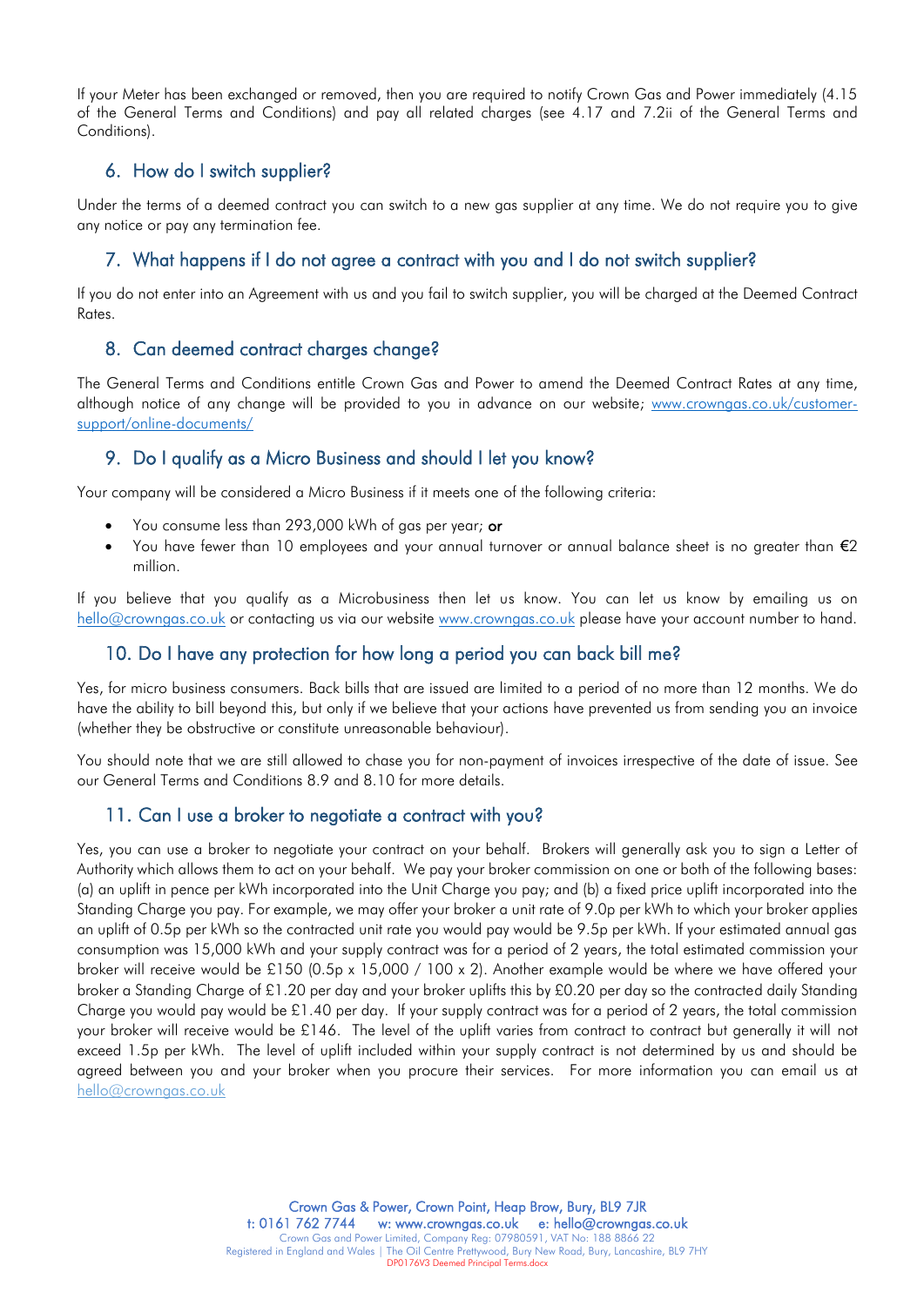If your Meter has been exchanged or removed, then you are required to notify Crown Gas and Power immediately (4.15 of the General Terms and Conditions) and pay all related charges (see 4.17 and 7.2ii of the General Terms and Conditions).

## 6. How do I switch supplier?

Under the terms of a deemed contract you can switch to a new gas supplier at any time. We do not require you to give any notice or pay any termination fee.

## 7. What happens if I do not agree a contract with you and I do not switch supplier?

If you do not enter into an Agreement with us and you fail to switch supplier, you will be charged at the Deemed Contract Rates.

## 8. Can deemed contract charges change?

The General Terms and Conditions entitle Crown Gas and Power to amend the Deemed Contract Rates at any time, although notice of any change will be provided to you in advance on our website; www.crowngas.co.uk/customer-support/online-documents/

## 9. Do I qualify as a Micro Business and should I let you know?

Your company will be considered a Micro Business if it meets one of the following criteria:

- You consume less than 293,000 kWh of gas per year; **or**
- You have fewer than 10 employees and your annual turnover or annual balance sheet is no greater than €2 million.

If you believe that you qualify as a Microbusiness then let us know. You can let us know by emailing us on hello@crowngas.co.uk or contacting us via our website www.crowngas.co.uk please have your account number to hand.

## 10. Do I have any protection for how long a period you can back bill me?

Yes, for micro business consumers. Back bills that are issued are limited to a period of no more than 12 months. We do have the ability to bill beyond this, but only if we believe that your actions have prevented us from sending you an invoice (whether they be obstructive or constitute unreasonable behaviour).

You should note that we are still allowed to chase you for non-payment of invoices irrespective of the date of issue. See our General Terms and Conditions 8.9 and 8.10 for more details.

## 11. Can I use a broker to negotiate a contract with you?

Yes, you can use a broker to negotiate your contract on your behalf. Brokers will generally ask you to sign a Letter of Authority which allows them to act on your behalf. We pay your broker commission on one or both of the following bases: (a) an uplift in pence per kWh incorporated into the Unit Charge you pay; and (b) a fixed price uplift incorporated into the Standing Charge you pay. For example, we may offer your broker a unit rate of 9.0p per kWh to which your broker applies an uplift of 0.5p per kWh so the contracted unit rate you would pay would be 9.5p per kWh. If your estimated annual gas consumption was 15,000 kWh and your supply contract was for a period of 2 years, the total estimated commission your broker will receive would be £150 (0.5p x 15,000 / 100 x 2). Another example would be where we have offered your broker a Standing Charge of £1.20 per day and your broker uplifts this by £0.20 per day so the contracted daily Standing Charge you would pay would be £1.40 per day. If your supply contract was for a period of 2 years, the total commission your broker will receive would be £146. The level of the uplift varies from contract to contract but generally it will not exceed 1.5p per kWh. The level of uplift included within your supply contract is not determined by us and should be agreed between you and your broker when you procure their services. For more information you can email us at hello@crowngas.co.uk

Crown Gas & Power, Crown Point, Heap Brow, Bury, BL9 7JR
t: 0161 762 7744 w: www.crowngas.co.uk e: hello@crowngas.co.uk
Crown Gas and Power Limited, Company Reg: 07980591, VAT No: 188 8866 22
Registered in England and Wales | The Oil Centre Prettywood, Bury New Road, Bury, Lancashire, BL9 7HY
DP0176V3 Deemed Principal Terms.docx